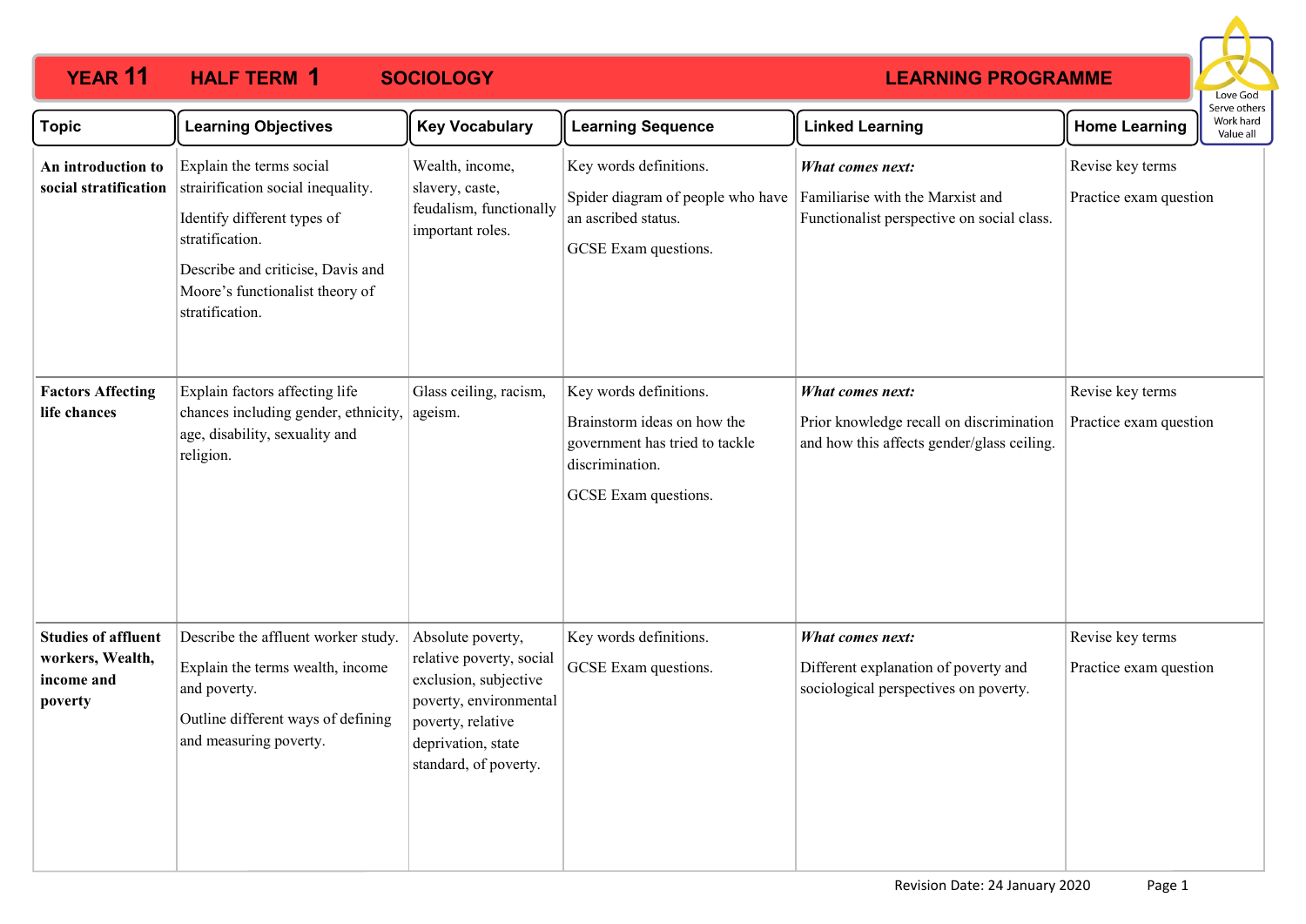# YEAR 11 HALF TERM 1 SOCIOLOGY LEARNING PROGRAMME

Love God
Serve others
Work hard
Value all

| Topic | Learning Objectives | Key Vocabulary | Learning Sequence | Linked Learning | Home Learning |
|---|---|---|---|---|---|
| **An introduction to social stratification** | Explain the terms social strairification social inequality.<br><br>Identify different types of stratification.<br><br>Describe and criticise, Davis and Moore's functionalist theory of stratification. | Wealth, income, slavery, caste, feudalism, functionally important roles. | Key words definitions.<br><br>Spider diagram of people who have an ascribed status.<br><br>GCSE Exam questions. | ***What comes next:***<br><br>Familiarise with the Marxist and Functionalist perspective on social class. | Revise key terms<br><br>Practice exam question |
| **Factors Affecting life chances** | Explain factors affecting life chances including gender, ethnicity, age, disability, sexuality and religion. | Glass ceiling, racism, ageism. | Key words definitions.<br><br>Brainstorm ideas on how the government has tried to tackle discrimination.<br><br>GCSE Exam questions. | ***What comes next:***<br><br>Prior knowledge recall on discrimination and how this affects gender/glass ceiling. | Revise key terms<br><br>Practice exam question |
| **Studies of affluent workers, Wealth, income and poverty** | Describe the affluent worker study.<br><br>Explain the terms wealth, income and poverty.<br><br>Outline different ways of defining and measuring poverty. | Absolute poverty, relative poverty, social exclusion, subjective poverty, environmental poverty, relative deprivation, state standard, of poverty. | Key words definitions.<br><br>GCSE Exam questions. | ***What comes next:***<br><br>Different explanation of poverty and sociological perspectives on poverty. | Revise key terms<br><br>Practice exam question |

Revision Date: 24 January 2020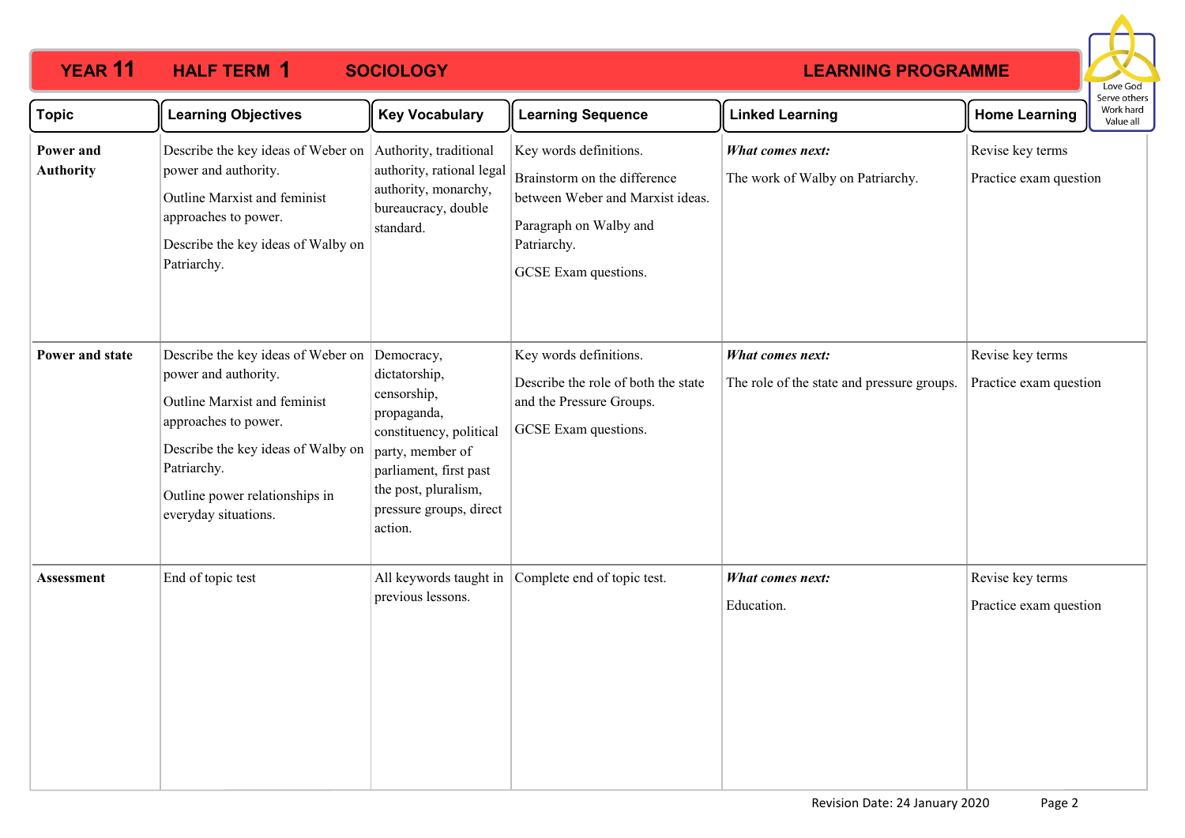# YEAR 11 HALF TERM 1 SOCIOLOGY LEARNING PROGRAMME

| Topic | Learning Objectives | Key Vocabulary | Learning Sequence | Linked Learning | Home Learning |
|---|---|---|---|---|---|
| **Power and Authority** | Describe the key ideas of Weber on power and authority.<br>Outline Marxist and feminist approaches to power.<br>Describe the key ideas of Walby on Patriarchy. | Authority, traditional authority, rational legal authority, monarchy, bureaucracy, double standard. | Key words definitions.<br>Brainstorm on the difference between Weber and Marxist ideas.<br>Paragraph on Walby and Patriarchy.<br>GCSE Exam questions. | ***What comes next:***<br>The work of Walby on Patriarchy. | Revise key terms<br>Practice exam question |
| **Power and state** | Describe the key ideas of Weber on power and authority.<br>Outline Marxist and feminist approaches to power.<br>Describe the key ideas of Walby on Patriarchy.<br>Outline power relationships in everyday situations. | Democracy, dictatorship, censorship, propaganda, constituency, political party, member of parliament, first past the post, pluralism, pressure groups, direct action. | Key words definitions.<br>Describe the role of both the state and the Pressure Groups.<br>GCSE Exam questions. | ***What comes next:***<br>The role of the state and pressure groups. | Revise key terms<br>Practice exam question |
| **Assessment** | End of topic test | All keywords taught in previous lessons. | Complete end of topic test. | ***What comes next:***<br>Education. | Revise key terms<br>Practice exam question |

Revision Date: 24 January 2020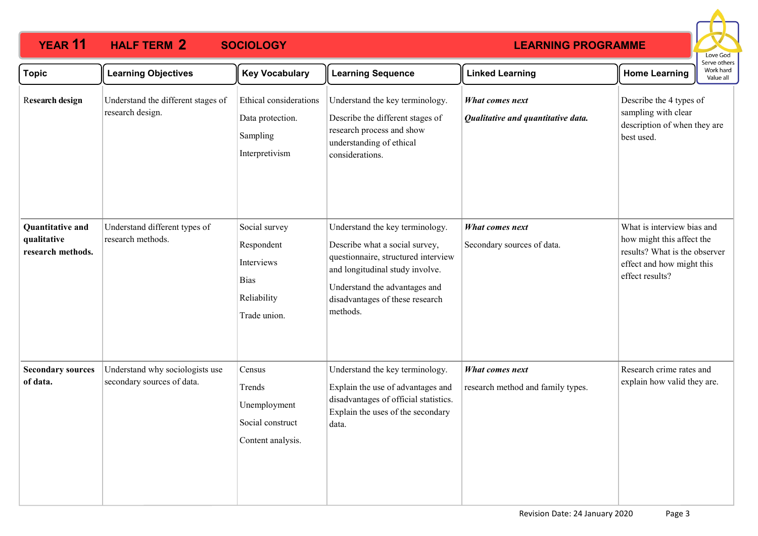# YEAR 11 HALF TERM 2 SOCIOLOGY LEARNING PROGRAMME

Love God
Serve others
Work hard
Value all

| Topic | Learning Objectives | Key Vocabulary | Learning Sequence | Linked Learning | Home Learning |
|---|---|---|---|---|---|
| **Research design** | Understand the different stages of research design. | Ethical considerations<br>Data protection.<br>Sampling<br>Interpretivism | Understand the key terminology.<br>Describe the different stages of research process and show understanding of ethical considerations. | ***What comes next***<br>***Qualitative and quantitative data.*** | Describe the 4 types of sampling with clear description of when they are best used. |
| **Quantitative and qualitative research methods.** | Understand different types of research methods. | Social survey<br>Respondent<br>Interviews<br>Bias<br>Reliability<br>Trade union. | Understand the key terminology.<br>Describe what a social survey, questionnaire, structured interview and longitudinal study involve.<br>Understand the advantages and disadvantages of these research methods. | ***What comes next***<br>Secondary sources of data. | What is interview bias and how might this affect the results? What is the observer effect and how might this effect results? |
| **Secondary sources of data.** | Understand why sociologists use secondary sources of data. | Census<br>Trends<br>Unemployment<br>Social construct<br>Content analysis. | Understand the key terminology.<br>Explain the use of advantages and disadvantages of official statistics. Explain the uses of the secondary data. | ***What comes next***<br>research method and family types. | Research crime rates and explain how valid they are. |

Revision Date: 24 January 2020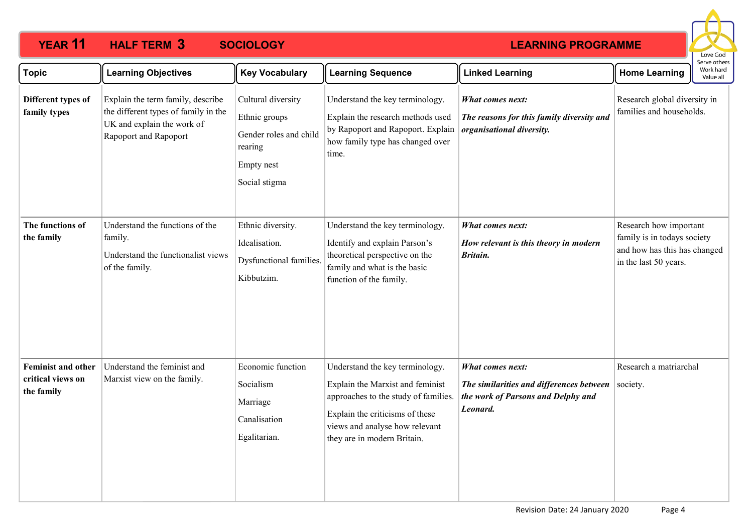# YEAR 11 HALF TERM 3 SOCIOLOGY LEARNING PROGRAMME

Love God
Serve others
Work hard
Value all

| Topic | Learning Objectives | Key Vocabulary | Learning Sequence | Linked Learning | Home Learning |
|---|---|---|---|---|---|
| **Different types of family types** | Explain the term family, describe the different types of family in the UK and explain the work of Rapoport and Rapoport | Cultural diversity<br>Ethnic groups<br>Gender roles and child rearing<br>Empty nest<br>Social stigma | Understand the key terminology.<br>Explain the research methods used by Rapoport and Rapoport. Explain how family type has changed over time. | ***What comes next:***<br>***The reasons for this family diversity and organisational diversity.*** | Research global diversity in families and households. |
| **The functions of the family** | Understand the functions of the family.<br>Understand the functionalist views of the family. | Ethnic diversity.<br>Idealisation.<br>Dysfunctional families.<br>Kibbutzim. | Understand the key terminology.<br>Identify and explain Parson's theoretical perspective on the family and what is the basic function of the family. | ***What comes next:***<br>***How relevant is this theory in modern Britain.*** | Research how important family is in todays society and how has this has changed in the last 50 years. |
| **Feminist and other critical views on the family** | Understand the feminist and Marxist view on the family. | Economic function<br>Socialism<br>Marriage<br>Canalisation<br>Egalitarian. | Understand the key terminology.<br>Explain the Marxist and feminist approaches to the study of families.<br>Explain the criticisms of these views and analyse how relevant they are in modern Britain. | ***What comes next:***<br>***The similarities and differences between the work of Parsons and Delphy and Leonard.*** | Research a matriarchal society. |

Revision Date: 24 January 2020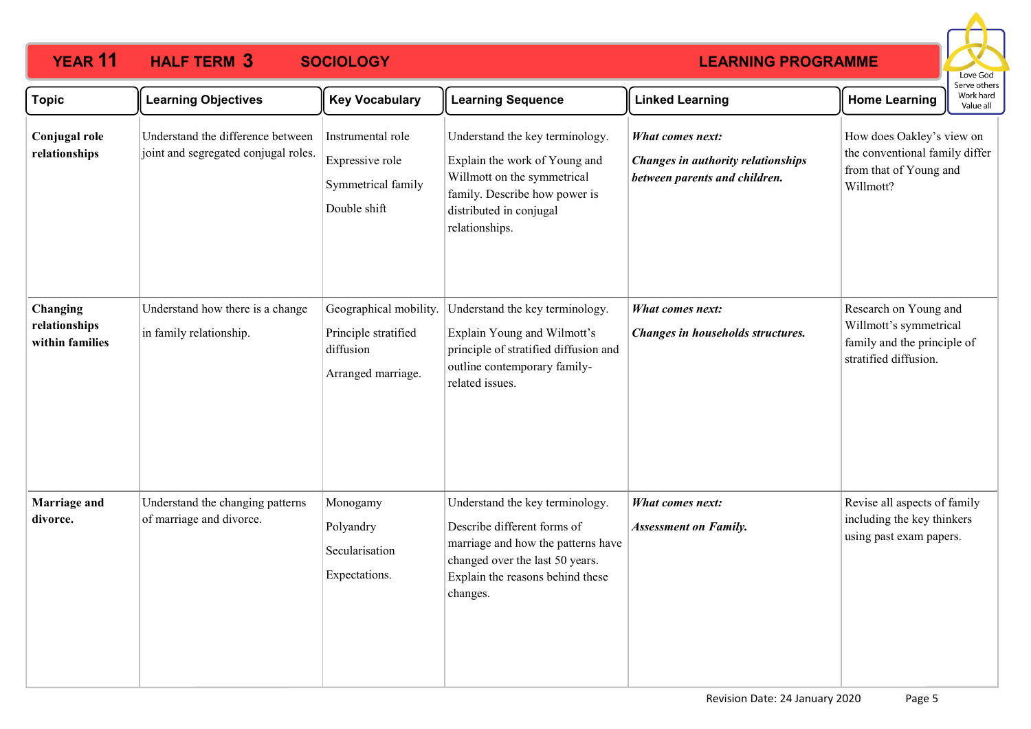# YEAR 11 HALF TERM 3 SOCIOLOGY LEARNING PROGRAMME

Love God
Serve others
Work hard
Value all

| Topic | Learning Objectives | Key Vocabulary | Learning Sequence | Linked Learning | Home Learning |
|---|---|---|---|---|---|
| **Conjugal role relationships** | Understand the difference between joint and segregated conjugal roles. | Instrumental role<br>Expressive role<br>Symmetrical family<br>Double shift | Understand the key terminology.<br>Explain the work of Young and Willmott on the symmetrical family. Describe how power is distributed in conjugal relationships. | ***What comes next:***<br>***Changes in authority relationships between parents and children.*** | How does Oakley's view on the conventional family differ from that of Young and Willmott? |
| **Changing relationships within families** | Understand how there is a change in family relationship. | Geographical mobility.<br>Principle stratified diffusion<br>Arranged marriage. | Understand the key terminology.<br>Explain Young and Wilmott's principle of stratified diffusion and outline contemporary family-related issues. | ***What comes next:***<br>***Changes in households structures.*** | Research on Young and Willmott's symmetrical family and the principle of stratified diffusion. |
| **Marriage and divorce.** | Understand the changing patterns of marriage and divorce. | Monogamy<br>Polyandry<br>Secularisation<br>Expectations. | Understand the key terminology.<br>Describe different forms of marriage and how the patterns have changed over the last 50 years. Explain the reasons behind these changes. | ***What comes next:***<br>***Assessment on Family.*** | Revise all aspects of family including the key thinkers using past exam papers. |

Revision Date: 24 January 2020